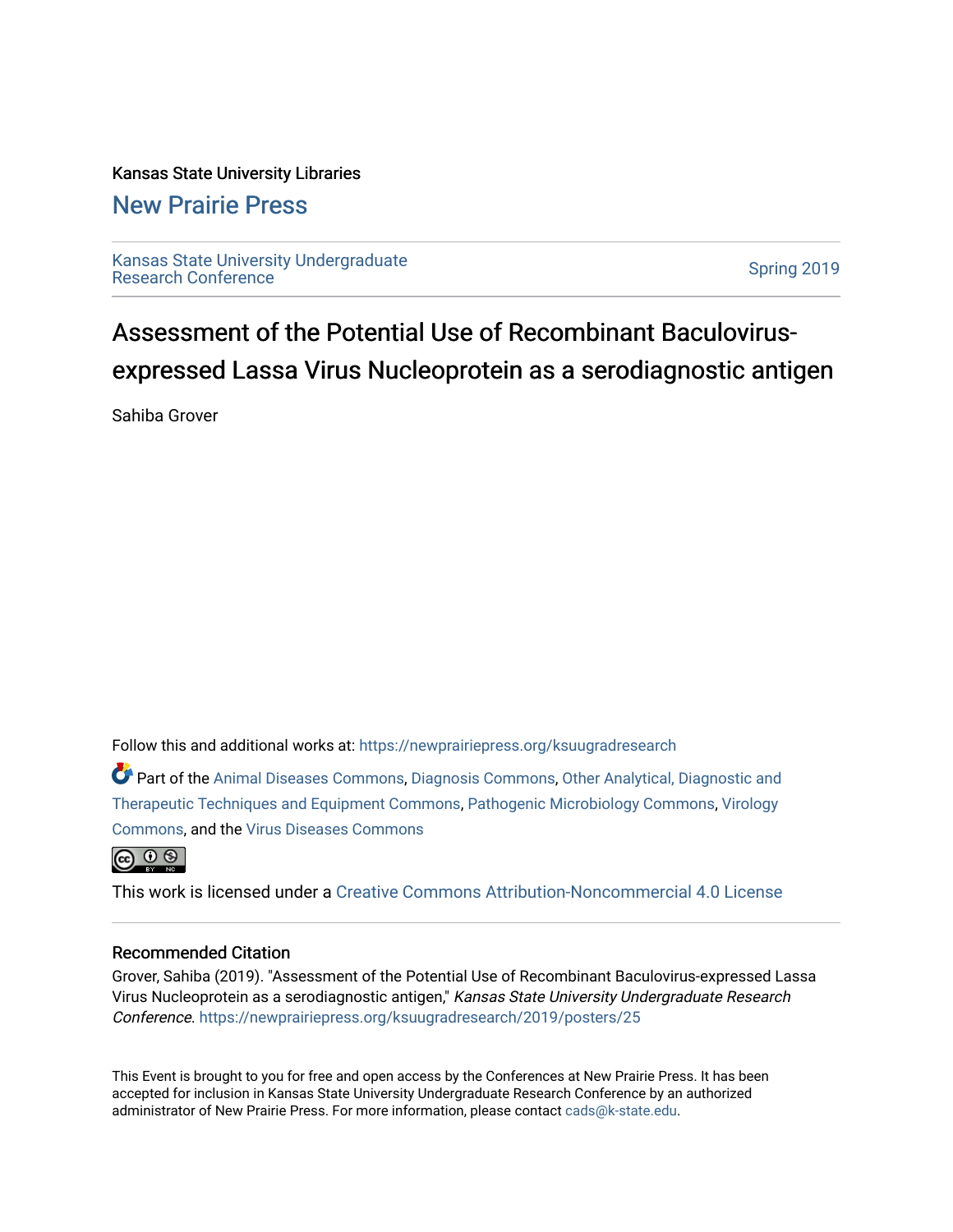Kansas State University Libraries

## New Prairie Press

Kansas State University Undergraduate Research Conference

Spring 2019

# Assessment of the Potential Use of Recombinant Baculovirus-expressed Lassa Virus Nucleoprotein as a serodiagnostic antigen

Sahiba Grover

Follow this and additional works at: https://newprairiepress.org/ksuugradresearch

Part of the Animal Diseases Commons, Diagnosis Commons, Other Analytical, Diagnostic and Therapeutic Techniques and Equipment Commons, Pathogenic Microbiology Commons, Virology Commons, and the Virus Diseases Commons

This work is licensed under a Creative Commons Attribution-Noncommercial 4.0 License

### Recommended Citation

Grover, Sahiba (2019). "Assessment of the Potential Use of Recombinant Baculovirus-expressed Lassa Virus Nucleoprotein as a serodiagnostic antigen," *Kansas State University Undergraduate Research Conference*. https://newprairiepress.org/ksuugradresearch/2019/posters/25

This Event is brought to you for free and open access by the Conferences at New Prairie Press. It has been accepted for inclusion in Kansas State University Undergraduate Research Conference by an authorized administrator of New Prairie Press. For more information, please contact cads@k-state.edu.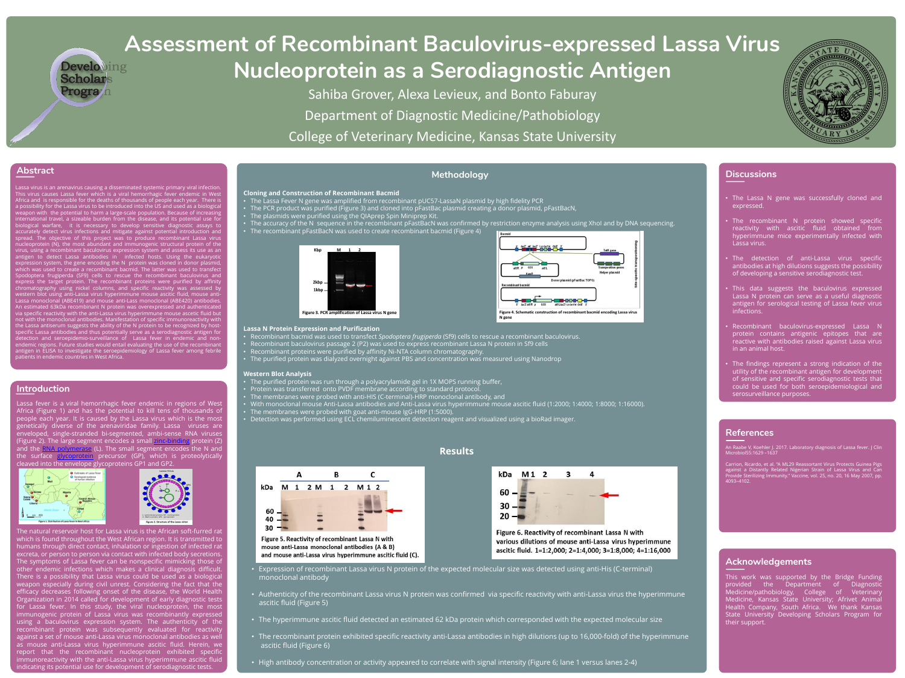# Assessment of Recombinant Baculovirus-expressed Lassa Virus Nucleoprotein as a Serodiagnostic Antigen

Sahiba Grover, Alexa Levieux, and Bonto Faburay

Department of Diagnostic Medicine/Pathobiology

College of Veterinary Medicine, Kansas State University

## Abstract

Lassa virus is an arenavirus causing a disseminated systemic primary viral infection. This virus causes Lassa fever which is a viral hemorrhagic fever endemic in West Africa and is responsible for the deaths of thousands of people each year. There is a possibility for the Lassa virus to be introduced into the US and used as a biological weapon with the potential to harm a large-scale population. Because of increasing international travel, a sizeable burden from the disease, and its potential use for biological warfare, it is necessary to develop sensitive diagnostic assays to accurately detect virus infections and mitigate against potential introduction and spread. The objective of this project was to produce recombinant Lassa virus nucleoprotein (N), the most abundant and immunogenic structural protein of the virus, using a recombinant baculovirus expression system and assess its use as an antigen to detect Lassa antibodies in infected hosts. Using the eukaryotic expression system, the gene encoding the N protein was cloned in donor plasmid, which was used to create a recombinant bacmid. The latter was used to transfect Spodoptera frugiperda (SF9) cells to rescue the recombinant baculovirus and express the target protein. The recombinant proteins were purified by affinity chromatography using nickel columns, and specific reactivity was assessed by western blot using anti-Lassa virus hyperimmune mouse ascitic fluid, mouse anti-Lassa monoclonal (ABE419) and mouse anti-Lassa monoclonal (ABE420) antibodies. An estimated 63kDa recombinant N protein was overexpressed and authenticated via specific reactivity with the anti-Lassa virus hyperimmune mouse ascetic fluid but not with the monoclonal antibodies. Manifestation of specific immunoreactivity with the Lassa antiserum suggests the ability of the N protein to be recognized by host-specific Lassa antibodies and thus potentially serve as a serodiagnostic antigen for detection and seroepidemio-surveillance of Lassa fever in endemic and non-endemic regions. Future studies would entail evaluating the use of the recombinant antigen in ELISA to investigate the seroepidemiology of Lassa fever among febrile patients in endemic countries in West Africa.

## Introduction

Lassa fever is a viral hemorrhagic fever endemic in regions of West Africa (Figure 1) and has the potential to kill tens of thousands of people each year. It is caused by the Lassa virus which is the most genetically diverse of the arenaviridae family. Lassa viruses are enveloped, single-stranded bi-segmented, ambi-sense RNA viruses (Figure 2). The large segment encodes a small zinc-binding protein (Z) and the RNA polymerase (L). The small segment encodes the N and the surface glycoprotein precursor (GP), which is proteolytically cleaved into the envelope glycoproteins GP1 and GP2.

Figure 1. Distribution of Lassa fever in West Africa

Figure 2. Structure of the Lassa virion

The natural reservoir host for Lassa virus is the African soft-furred rat which is found throughout the West African region. It is transmitted to humans through direct contact, inhalation or ingestion of infected rat excreta, or person to person via contact with infected body secretions. The symptoms of Lassa fever can be nonspecific mimicking those of other endemic infections which makes a clinical diagnosis difficult. There is a possibility that Lassa virus could be used as a biological weapon especially during civil unrest. Considering the fact that the efficacy decreases following onset of the disease, the World Health Organization in 2014 called for development of early diagnostic tests for Lassa fever. In this study, the viral nucleoprotein, the most immunogenic protein of Lassa virus was recombinantly expressed using a baculovirus expression system. The authenticity of the recombinant protein was subsequently evaluated for reactivity against a set of mouse anti-Lassa virus monoclonal antibodies as well as mouse anti-Lassa virus hyperimmune ascitic fluid. Herein, we report that the recombinant nucleoprotein exhibited specific immunoreactivity with the anti-Lassa virus hyperimmune ascitic fluid indicating its potential use for development of serodiagnostic tests.

## Methodology

### Cloning and Construction of Recombinant Bacmid

- The Lassa Fever N gene was amplified from recombinant pUC57-LassaN plasmid by high fidelity PCR
- The PCR product was purified (Figure 3) and cloned into pFastBac plasmid creating a donor plasmid, pFastBacN,
- The plasmids were purified using the QIAprep Spin Miniprep Kit.
- The accuracy of the N sequence in the recombinant pFastBacN was confirmed by restriction enzyme analysis using XhoI and by DNA sequencing.
- The recombinant pFastBacN was used to create recombinant bacmid (Figure 4)

Kbp M 1 2
2kbp
1kbp

Figure 3. PCR amplification of Lassa virus N gene

Figure 4. Schematic construction of recombinant bacmid encoding Lassa virus N gene

### Lassa N Protein Expression and Purification

- Recombinant bacmid was used to transfect *Spodoptera frugiperda* (Sf9) cells to rescue a recombinant baculovirus.
- Recombinant baculovirus passage 2 (P2) was used to express recombinant Lassa N protein in Sf9 cells
- Recombinant proteins were purified by affinity Ni-NTA column chromatography.
- The purified protein was dialyzed overnight against PBS and concentration was measured using Nanodrop

### Western Blot Analysis

- The purified protein was run through a polyacrylamide gel in 1X MOPS running buffer,
- Protein was transferred onto PVDF membrane according to standard protocol.
- The membranes were probed with anti-HIS (C-terminal)-HRP monoclonal antibody, and
- With monoclonal mouse Anti-Lassa antibodies and Anti-Lassa virus hyperimmune mouse ascitic fluid (1:2000; 1:4000; 1:8000; 1:16000).
- The membranes were probed with goat anti-mouse IgG-HRP (1:5000).
- Detection was performed using ECL chemiluminescent detection reagent and visualized using a bioRad imager.

## Results

A B C
kDa M 1 2 M 1 2 M 1 2
60
40
30

Figure 5. Reactivity of recombinant Lassa N with mouse anti-Lassa monoclonal antibodies (A & B) and mouse anti-Lassa virus hyperimmune ascitic fluid (C).

kDa M 1 2 3 4
60
30
20

Figure 6. Reactivity of recombinant Lassa N with various dilutions of mouse anti-Lassa virus hyperimmune ascitic fluid. 1=1:2,000; 2=1:4,000; 3=1:8,000; 4=1:16,000

- Expression of recombinant Lassa virus N protein of the expected molecular size was detected using anti-His (C-terminal) monoclonal antibody
- Authenticity of the recombinant Lassa virus N protein was confirmed via specific reactivity with anti-Lassa virus the hyperimmune ascitic fluid (Figure 5)
- The hyperimmune ascitic fluid detected an estimated 62 kDa protein which corresponded with the expected molecular size
- The recombinant protein exhibited specific reactivity anti-Lassa antibodies in high dilutions (up to 16,000-fold) of the hyperimmune ascitic fluid (Figure 6)
- High antibody concentration or activity appeared to correlate with signal intensity (Figure 6; lane 1 versus lanes 2-4)

## Discussions

- The Lassa N gene was successfully cloned and expressed.
- The recombinant N protein showed specific reactivity with ascitic fluid obtained from hyperimmune mice experimentally infected with Lassa virus.
- The detection of anti-Lassa virus specific antibodies at high dilutions suggests the possibility of developing a sensitive serodiagnostic test.
- This data suggests the baculovirus expressed Lassa N protein can serve as a useful diagnostic antigen for serological testing of Lassa fever virus infections.
- Recombinant baculovirus-expressed Lassa N protein contains antigenic epitopes that are reactive with antibodies raised against Lassa virus in an animal host.
- The findings represent a strong indication of the utility of the recombinant antigen for development of sensitive and specific serodiagnostic tests that could be used for both seroepidemiological and serosurveillance purposes.

## References

An Raabe V, Koehler J. 2017. Laboratory diagnosis of Lassa fever. J Clin Microbiol55:1629 –1637

Carrion, Ricardo, et al. "A ML29 Reassortant Virus Protects Guinea Pigs against a Distantly Related Nigerian Strain of Lassa Virus and Can Provide Sterilizing Immunity." Vaccine, vol. 25, no. 20, 16 May 2007, pp. 4093–4102.

## Acknowledgements

This work was supported by the Bridge Funding provided the Department of Diagnostic Medicine/pathobiology, College of Veterinary Medicine, Kansas State University; Afrivet Animal Health Company, South Africa. We thank Kansas State University Developing Scholars Program for their support.